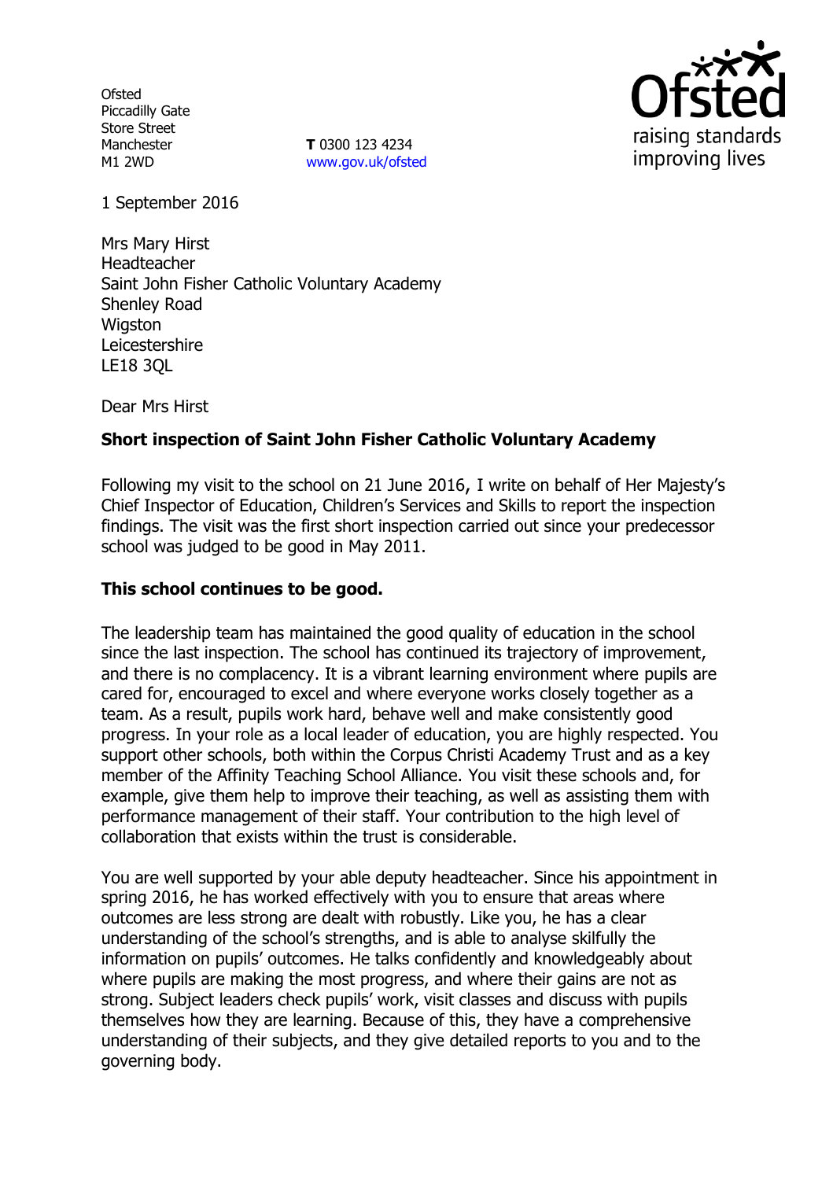Ofsted
Piccadilly Gate
Store Street
Manchester
M1 2WD

**T** 0300 123 4234
www.gov.uk/ofsted

1 September 2016

Mrs Mary Hirst
Headteacher
Saint John Fisher Catholic Voluntary Academy
Shenley Road
Wigston
Leicestershire
LE18 3QL

Dear Mrs Hirst

**Short inspection of Saint John Fisher Catholic Voluntary Academy**

Following my visit to the school on 21 June 2016, I write on behalf of Her Majesty's Chief Inspector of Education, Children's Services and Skills to report the inspection findings. The visit was the first short inspection carried out since your predecessor school was judged to be good in May 2011.

**This school continues to be good.**

The leadership team has maintained the good quality of education in the school since the last inspection. The school has continued its trajectory of improvement, and there is no complacency. It is a vibrant learning environment where pupils are cared for, encouraged to excel and where everyone works closely together as a team. As a result, pupils work hard, behave well and make consistently good progress. In your role as a local leader of education, you are highly respected. You support other schools, both within the Corpus Christi Academy Trust and as a key member of the Affinity Teaching School Alliance. You visit these schools and, for example, give them help to improve their teaching, as well as assisting them with performance management of their staff. Your contribution to the high level of collaboration that exists within the trust is considerable.

You are well supported by your able deputy headteacher. Since his appointment in spring 2016, he has worked effectively with you to ensure that areas where outcomes are less strong are dealt with robustly. Like you, he has a clear understanding of the school's strengths, and is able to analyse skilfully the information on pupils' outcomes. He talks confidently and knowledgeably about where pupils are making the most progress, and where their gains are not as strong. Subject leaders check pupils' work, visit classes and discuss with pupils themselves how they are learning. Because of this, they have a comprehensive understanding of their subjects, and they give detailed reports to you and to the governing body.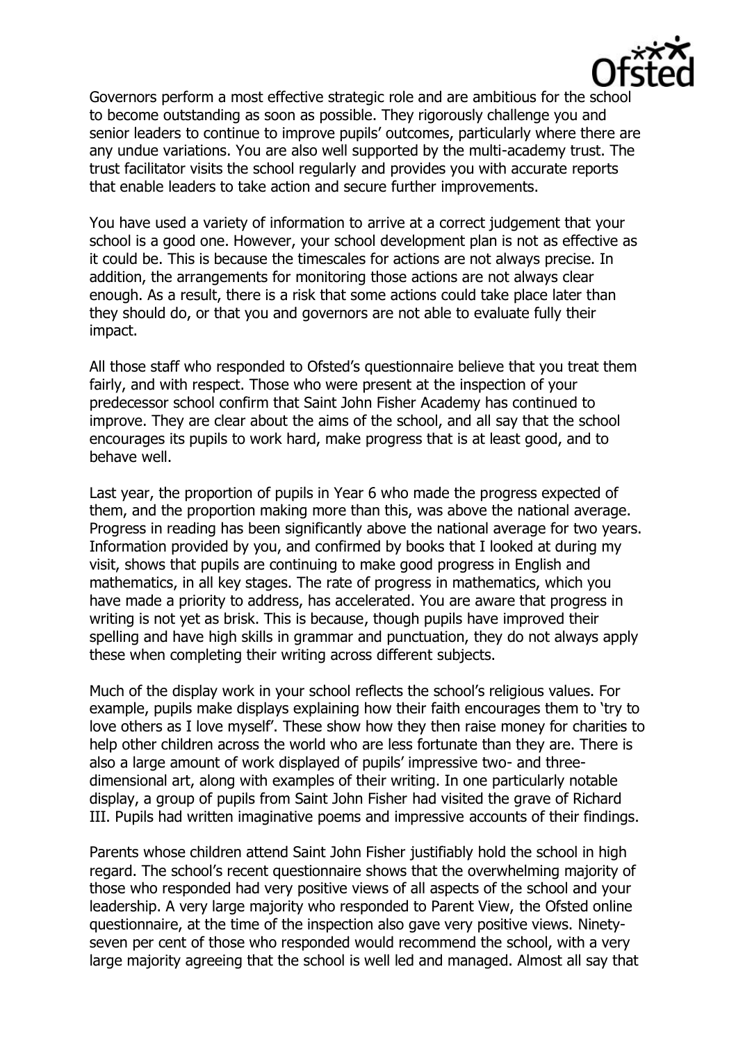Governors perform a most effective strategic role and are ambitious for the school to become outstanding as soon as possible. They rigorously challenge you and senior leaders to continue to improve pupils' outcomes, particularly where there are any undue variations. You are also well supported by the multi-academy trust. The trust facilitator visits the school regularly and provides you with accurate reports that enable leaders to take action and secure further improvements.

You have used a variety of information to arrive at a correct judgement that your school is a good one. However, your school development plan is not as effective as it could be. This is because the timescales for actions are not always precise. In addition, the arrangements for monitoring those actions are not always clear enough. As a result, there is a risk that some actions could take place later than they should do, or that you and governors are not able to evaluate fully their impact.

All those staff who responded to Ofsted's questionnaire believe that you treat them fairly, and with respect. Those who were present at the inspection of your predecessor school confirm that Saint John Fisher Academy has continued to improve. They are clear about the aims of the school, and all say that the school encourages its pupils to work hard, make progress that is at least good, and to behave well.

Last year, the proportion of pupils in Year 6 who made the progress expected of them, and the proportion making more than this, was above the national average. Progress in reading has been significantly above the national average for two years. Information provided by you, and confirmed by books that I looked at during my visit, shows that pupils are continuing to make good progress in English and mathematics, in all key stages. The rate of progress in mathematics, which you have made a priority to address, has accelerated. You are aware that progress in writing is not yet as brisk. This is because, though pupils have improved their spelling and have high skills in grammar and punctuation, they do not always apply these when completing their writing across different subjects.

Much of the display work in your school reflects the school's religious values. For example, pupils make displays explaining how their faith encourages them to 'try to love others as I love myself'. These show how they then raise money for charities to help other children across the world who are less fortunate than they are. There is also a large amount of work displayed of pupils' impressive two- and three-dimensional art, along with examples of their writing. In one particularly notable display, a group of pupils from Saint John Fisher had visited the grave of Richard III. Pupils had written imaginative poems and impressive accounts of their findings.

Parents whose children attend Saint John Fisher justifiably hold the school in high regard. The school's recent questionnaire shows that the overwhelming majority of those who responded had very positive views of all aspects of the school and your leadership. A very large majority who responded to Parent View, the Ofsted online questionnaire, at the time of the inspection also gave very positive views. Ninety-seven per cent of those who responded would recommend the school, with a very large majority agreeing that the school is well led and managed. Almost all say that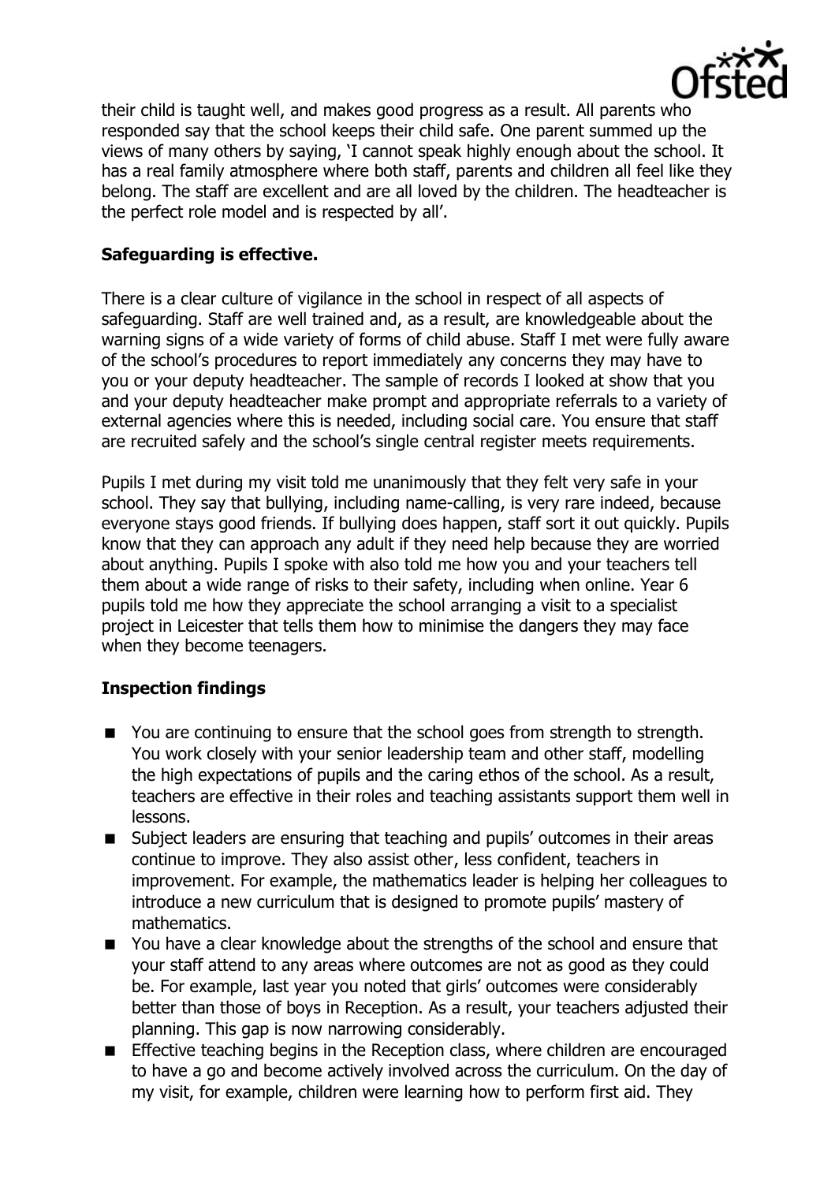their child is taught well, and makes good progress as a result. All parents who responded say that the school keeps their child safe. One parent summed up the views of many others by saying, 'I cannot speak highly enough about the school. It has a real family atmosphere where both staff, parents and children all feel like they belong. The staff are excellent and are all loved by the children. The headteacher is the perfect role model and is respected by all'.

**Safeguarding is effective.**

There is a clear culture of vigilance in the school in respect of all aspects of safeguarding. Staff are well trained and, as a result, are knowledgeable about the warning signs of a wide variety of forms of child abuse. Staff I met were fully aware of the school's procedures to report immediately any concerns they may have to you or your deputy headteacher. The sample of records I looked at show that you and your deputy headteacher make prompt and appropriate referrals to a variety of external agencies where this is needed, including social care. You ensure that staff are recruited safely and the school's single central register meets requirements.

Pupils I met during my visit told me unanimously that they felt very safe in your school. They say that bullying, including name-calling, is very rare indeed, because everyone stays good friends. If bullying does happen, staff sort it out quickly. Pupils know that they can approach any adult if they need help because they are worried about anything. Pupils I spoke with also told me how you and your teachers tell them about a wide range of risks to their safety, including when online. Year 6 pupils told me how they appreciate the school arranging a visit to a specialist project in Leicester that tells them how to minimise the dangers they may face when they become teenagers.

**Inspection findings**

- You are continuing to ensure that the school goes from strength to strength. You work closely with your senior leadership team and other staff, modelling the high expectations of pupils and the caring ethos of the school. As a result, teachers are effective in their roles and teaching assistants support them well in lessons.
- Subject leaders are ensuring that teaching and pupils' outcomes in their areas continue to improve. They also assist other, less confident, teachers in improvement. For example, the mathematics leader is helping her colleagues to introduce a new curriculum that is designed to promote pupils' mastery of mathematics.
- You have a clear knowledge about the strengths of the school and ensure that your staff attend to any areas where outcomes are not as good as they could be. For example, last year you noted that girls' outcomes were considerably better than those of boys in Reception. As a result, your teachers adjusted their planning. This gap is now narrowing considerably.
- Effective teaching begins in the Reception class, where children are encouraged to have a go and become actively involved across the curriculum. On the day of my visit, for example, children were learning how to perform first aid. They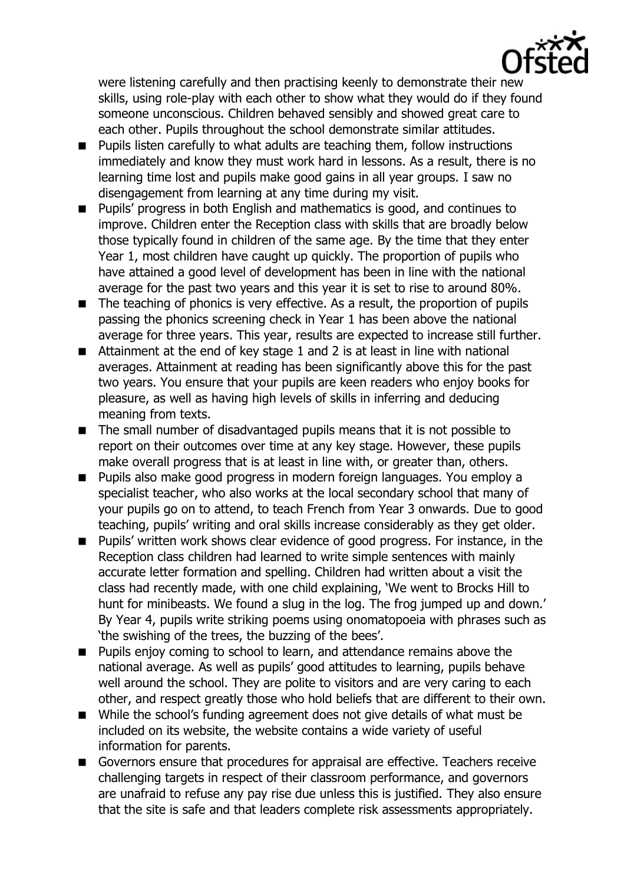were listening carefully and then practising keenly to demonstrate their new skills, using role-play with each other to show what they would do if they found someone unconscious. Children behaved sensibly and showed great care to each other. Pupils throughout the school demonstrate similar attitudes.

- Pupils listen carefully to what adults are teaching them, follow instructions immediately and know they must work hard in lessons. As a result, there is no learning time lost and pupils make good gains in all year groups. I saw no disengagement from learning at any time during my visit.
- Pupils' progress in both English and mathematics is good, and continues to improve. Children enter the Reception class with skills that are broadly below those typically found in children of the same age. By the time that they enter Year 1, most children have caught up quickly. The proportion of pupils who have attained a good level of development has been in line with the national average for the past two years and this year it is set to rise to around 80%.
- The teaching of phonics is very effective. As a result, the proportion of pupils passing the phonics screening check in Year 1 has been above the national average for three years. This year, results are expected to increase still further.
- Attainment at the end of key stage 1 and 2 is at least in line with national averages. Attainment at reading has been significantly above this for the past two years. You ensure that your pupils are keen readers who enjoy books for pleasure, as well as having high levels of skills in inferring and deducing meaning from texts.
- The small number of disadvantaged pupils means that it is not possible to report on their outcomes over time at any key stage. However, these pupils make overall progress that is at least in line with, or greater than, others.
- Pupils also make good progress in modern foreign languages. You employ a specialist teacher, who also works at the local secondary school that many of your pupils go on to attend, to teach French from Year 3 onwards. Due to good teaching, pupils' writing and oral skills increase considerably as they get older.
- Pupils' written work shows clear evidence of good progress. For instance, in the Reception class children had learned to write simple sentences with mainly accurate letter formation and spelling. Children had written about a visit the class had recently made, with one child explaining, 'We went to Brocks Hill to hunt for minibeasts. We found a slug in the log. The frog jumped up and down.' By Year 4, pupils write striking poems using onomatopoeia with phrases such as 'the swishing of the trees, the buzzing of the bees'.
- Pupils enjoy coming to school to learn, and attendance remains above the national average. As well as pupils' good attitudes to learning, pupils behave well around the school. They are polite to visitors and are very caring to each other, and respect greatly those who hold beliefs that are different to their own.
- While the school's funding agreement does not give details of what must be included on its website, the website contains a wide variety of useful information for parents.
- Governors ensure that procedures for appraisal are effective. Teachers receive challenging targets in respect of their classroom performance, and governors are unafraid to refuse any pay rise due unless this is justified. They also ensure that the site is safe and that leaders complete risk assessments appropriately.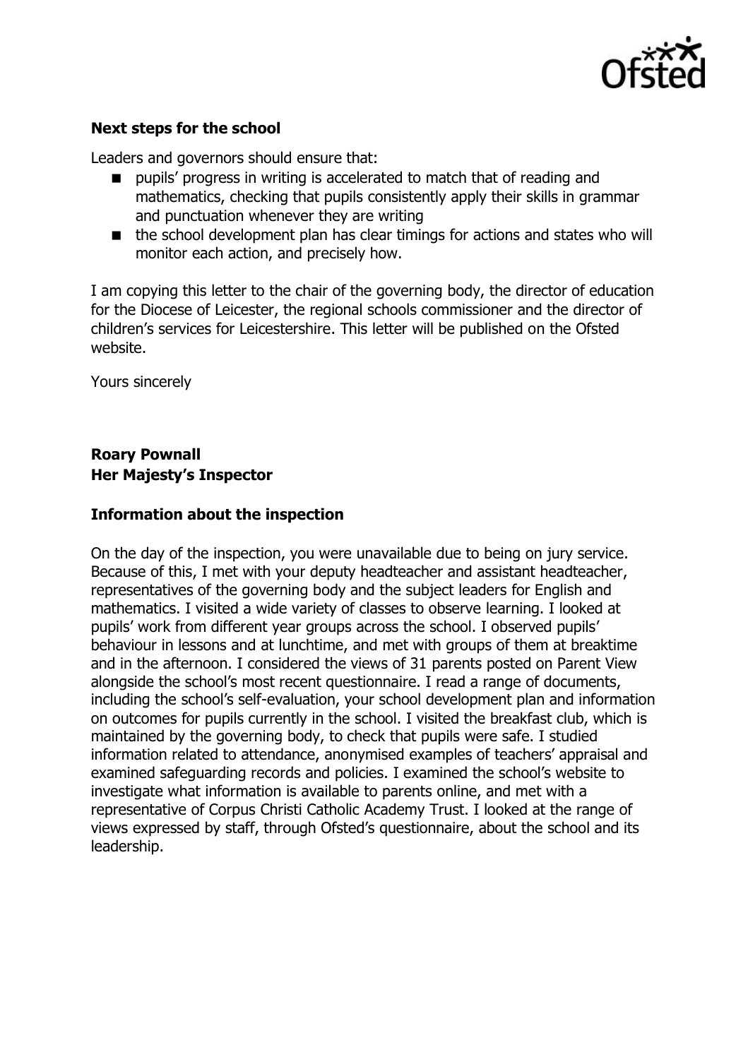**Next steps for the school**

Leaders and governors should ensure that:

- pupils' progress in writing is accelerated to match that of reading and mathematics, checking that pupils consistently apply their skills in grammar and punctuation whenever they are writing
- the school development plan has clear timings for actions and states who will monitor each action, and precisely how.

I am copying this letter to the chair of the governing body, the director of education for the Diocese of Leicester, the regional schools commissioner and the director of children's services for Leicestershire. This letter will be published on the Ofsted website.

Yours sincerely

**Roary Pownall**
**Her Majesty's Inspector**

**Information about the inspection**

On the day of the inspection, you were unavailable due to being on jury service. Because of this, I met with your deputy headteacher and assistant headteacher, representatives of the governing body and the subject leaders for English and mathematics. I visited a wide variety of classes to observe learning. I looked at pupils' work from different year groups across the school. I observed pupils' behaviour in lessons and at lunchtime, and met with groups of them at breaktime and in the afternoon. I considered the views of 31 parents posted on Parent View alongside the school's most recent questionnaire. I read a range of documents, including the school's self-evaluation, your school development plan and information on outcomes for pupils currently in the school. I visited the breakfast club, which is maintained by the governing body, to check that pupils were safe. I studied information related to attendance, anonymised examples of teachers' appraisal and examined safeguarding records and policies. I examined the school's website to investigate what information is available to parents online, and met with a representative of Corpus Christi Catholic Academy Trust. I looked at the range of views expressed by staff, through Ofsted's questionnaire, about the school and its leadership.